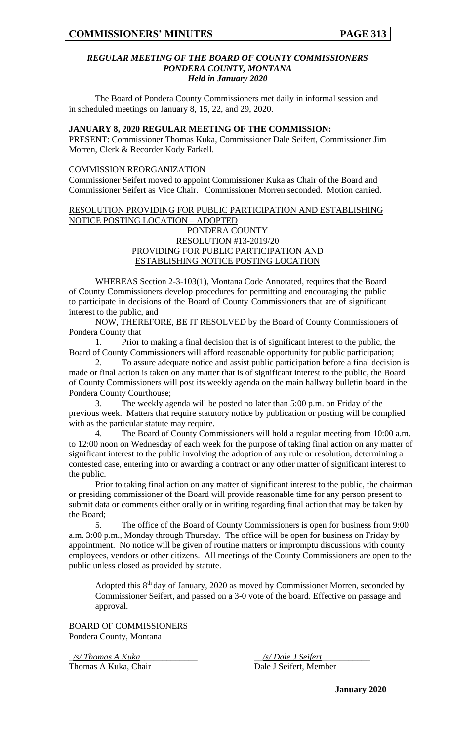### *REGULAR MEETING OF THE BOARD OF COUNTY COMMISSIONERS*
### *PONDERA COUNTY, MONTANA*
### *Held in January 2020*

The Board of Pondera County Commissioners met daily in informal session and in scheduled meetings on January 8, 15, 22, and 29, 2020.

**JANUARY 8, 2020 REGULAR MEETING OF THE COMMISSION:**

PRESENT: Commissioner Thomas Kuka, Commissioner Dale Seifert, Commissioner Jim Morren, Clerk & Recorder Kody Farkell.

COMMISSION REORGANIZATION

Commissioner Seifert moved to appoint Commissioner Kuka as Chair of the Board and Commissioner Seifert as Vice Chair. Commissioner Morren seconded. Motion carried.

RESOLUTION PROVIDING FOR PUBLIC PARTICIPATION AND ESTABLISHING NOTICE POSTING LOCATION – ADOPTED

PONDERA COUNTY
RESOLUTION #13-2019/20
PROVIDING FOR PUBLIC PARTICIPATION AND
ESTABLISHING NOTICE POSTING LOCATION

WHEREAS Section 2-3-103(1), Montana Code Annotated, requires that the Board of County Commissioners develop procedures for permitting and encouraging the public to participate in decisions of the Board of County Commissioners that are of significant interest to the public, and

NOW, THEREFORE, BE IT RESOLVED by the Board of County Commissioners of Pondera County that

1. Prior to making a final decision that is of significant interest to the public, the Board of County Commissioners will afford reasonable opportunity for public participation;
2. To assure adequate notice and assist public participation before a final decision is made or final action is taken on any matter that is of significant interest to the public, the Board of County Commissioners will post its weekly agenda on the main hallway bulletin board in the Pondera County Courthouse;
3. The weekly agenda will be posted no later than 5:00 p.m. on Friday of the previous week. Matters that require statutory notice by publication or posting will be complied with as the particular statute may require.
4. The Board of County Commissioners will hold a regular meeting from 10:00 a.m. to 12:00 noon on Wednesday of each week for the purpose of taking final action on any matter of significant interest to the public involving the adoption of any rule or resolution, determining a contested case, entering into or awarding a contract or any other matter of significant interest to the public.

   Prior to taking final action on any matter of significant interest to the public, the chairman or presiding commissioner of the Board will provide reasonable time for any person present to submit data or comments either orally or in writing regarding final action that may be taken by the Board;
5. The office of the Board of County Commissioners is open for business from 9:00 a.m. 3:00 p.m., Monday through Thursday. The office will be open for business on Friday by appointment. No notice will be given of routine matters or impromptu discussions with county employees, vendors or other citizens. All meetings of the County Commissioners are open to the public unless closed as provided by statute.

Adopted this 8th day of January, 2020 as moved by Commissioner Morren, seconded by Commissioner Seifert, and passed on a 3-0 vote of the board. Effective on passage and approval.

BOARD OF COMMISSIONERS
Pondera County, Montana

*/s/ Thomas A Kuka*
Thomas A Kuka, Chair

*/s/ Dale J Seifert*
Dale J Seifert, Member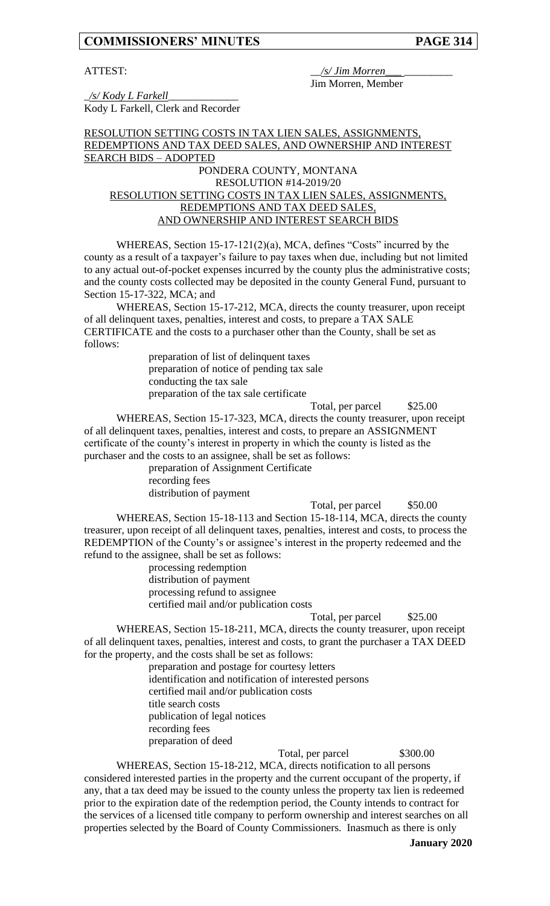ATTEST: /s/ Jim Morren
Jim Morren, Member

/s/ Kody L Farkell
Kody L Farkell, Clerk and Recorder

RESOLUTION SETTING COSTS IN TAX LIEN SALES, ASSIGNMENTS, REDEMPTIONS AND TAX DEED SALES, AND OWNERSHIP AND INTEREST SEARCH BIDS – ADOPTED

PONDERA COUNTY, MONTANA
RESOLUTION #14-2019/20
RESOLUTION SETTING COSTS IN TAX LIEN SALES, ASSIGNMENTS, REDEMPTIONS AND TAX DEED SALES, AND OWNERSHIP AND INTEREST SEARCH BIDS

WHEREAS, Section 15-17-121(2)(a), MCA, defines "Costs" incurred by the county as a result of a taxpayer's failure to pay taxes when due, including but not limited to any actual out-of-pocket expenses incurred by the county plus the administrative costs; and the county costs collected may be deposited in the county General Fund, pursuant to Section 15-17-322, MCA; and

WHEREAS, Section 15-17-212, MCA, directs the county treasurer, upon receipt of all delinquent taxes, penalties, interest and costs, to prepare a TAX SALE CERTIFICATE and the costs to a purchaser other than the County, shall be set as follows:

preparation of list of delinquent taxes
preparation of notice of pending tax sale
conducting the tax sale
preparation of the tax sale certificate

Total, per parcel $25.00

WHEREAS, Section 15-17-323, MCA, directs the county treasurer, upon receipt of all delinquent taxes, penalties, interest and costs, to prepare an ASSIGNMENT certificate of the county's interest in property in which the county is listed as the purchaser and the costs to an assignee, shall be set as follows:

preparation of Assignment Certificate
recording fees
distribution of payment

Total, per parcel $50.00

WHEREAS, Section 15-18-113 and Section 15-18-114, MCA, directs the county treasurer, upon receipt of all delinquent taxes, penalties, interest and costs, to process the REDEMPTION of the County's or assignee's interest in the property redeemed and the refund to the assignee, shall be set as follows:

processing redemption
distribution of payment
processing refund to assignee
certified mail and/or publication costs

Total, per parcel $25.00

WHEREAS, Section 15-18-211, MCA, directs the county treasurer, upon receipt of all delinquent taxes, penalties, interest and costs, to grant the purchaser a TAX DEED for the property, and the costs shall be set as follows:

preparation and postage for courtesy letters
identification and notification of interested persons
certified mail and/or publication costs
title search costs
publication of legal notices
recording fees
preparation of deed

Total, per parcel $300.00

WHEREAS, Section 15-18-212, MCA, directs notification to all persons considered interested parties in the property and the current occupant of the property, if any, that a tax deed may be issued to the county unless the property tax lien is redeemed prior to the expiration date of the redemption period, the County intends to contract for the services of a licensed title company to perform ownership and interest searches on all properties selected by the Board of County Commissioners. Inasmuch as there is only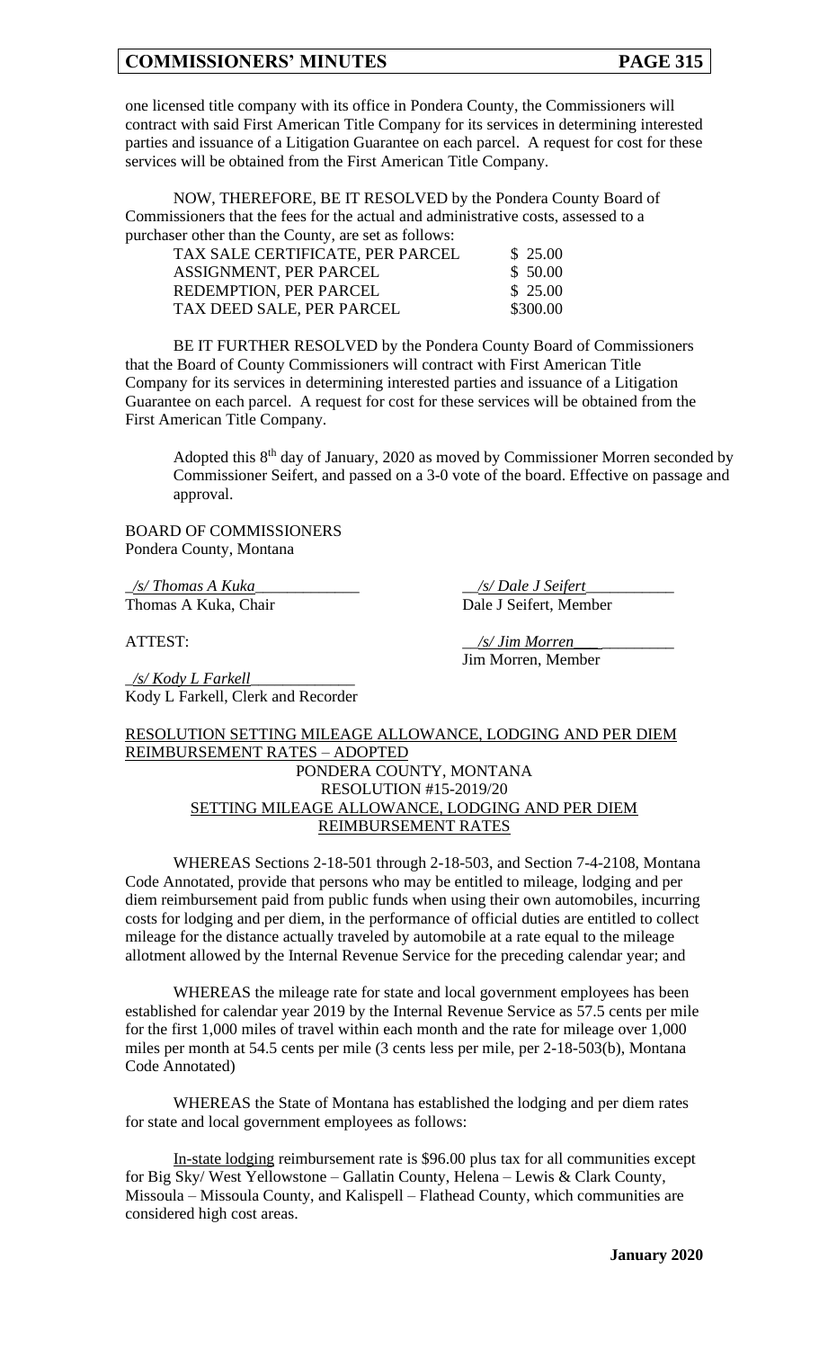one licensed title company with its office in Pondera County, the Commissioners will contract with said First American Title Company for its services in determining interested parties and issuance of a Litigation Guarantee on each parcel. A request for cost for these services will be obtained from the First American Title Company.

NOW, THEREFORE, BE IT RESOLVED by the Pondera County Board of Commissioners that the fees for the actual and administrative costs, assessed to a purchaser other than the County, are set as follows:

| | |
|---|---|
| TAX SALE CERTIFICATE, PER PARCEL | $ 25.00 |
| ASSIGNMENT, PER PARCEL | $ 50.00 |
| REDEMPTION, PER PARCEL | $ 25.00 |
| TAX DEED SALE, PER PARCEL | $300.00 |

BE IT FURTHER RESOLVED by the Pondera County Board of Commissioners that the Board of County Commissioners will contract with First American Title Company for its services in determining interested parties and issuance of a Litigation Guarantee on each parcel. A request for cost for these services will be obtained from the First American Title Company.

Adopted this 8th day of January, 2020 as moved by Commissioner Morren seconded by Commissioner Seifert, and passed on a 3-0 vote of the board. Effective on passage and approval.

BOARD OF COMMISSIONERS
Pondera County, Montana

*/s/ Thomas A Kuka*
Thomas A Kuka, Chair

*/s/ Dale J Seifert*
Dale J Seifert, Member

ATTEST:

*/s/ Jim Morren*
Jim Morren, Member

*/s/ Kody L Farkell*
Kody L Farkell, Clerk and Recorder

RESOLUTION SETTING MILEAGE ALLOWANCE, LODGING AND PER DIEM REIMBURSEMENT RATES – ADOPTED

PONDERA COUNTY, MONTANA
RESOLUTION #15-2019/20
SETTING MILEAGE ALLOWANCE, LODGING AND PER DIEM REIMBURSEMENT RATES

WHEREAS Sections 2-18-501 through 2-18-503, and Section 7-4-2108, Montana Code Annotated, provide that persons who may be entitled to mileage, lodging and per diem reimbursement paid from public funds when using their own automobiles, incurring costs for lodging and per diem, in the performance of official duties are entitled to collect mileage for the distance actually traveled by automobile at a rate equal to the mileage allotment allowed by the Internal Revenue Service for the preceding calendar year; and

WHEREAS the mileage rate for state and local government employees has been established for calendar year 2019 by the Internal Revenue Service as 57.5 cents per mile for the first 1,000 miles of travel within each month and the rate for mileage over 1,000 miles per month at 54.5 cents per mile (3 cents less per mile, per 2-18-503(b), Montana Code Annotated)

WHEREAS the State of Montana has established the lodging and per diem rates for state and local government employees as follows:

In-state lodging reimbursement rate is $96.00 plus tax for all communities except for Big Sky/ West Yellowstone – Gallatin County, Helena – Lewis & Clark County, Missoula – Missoula County, and Kalispell – Flathead County, which communities are considered high cost areas.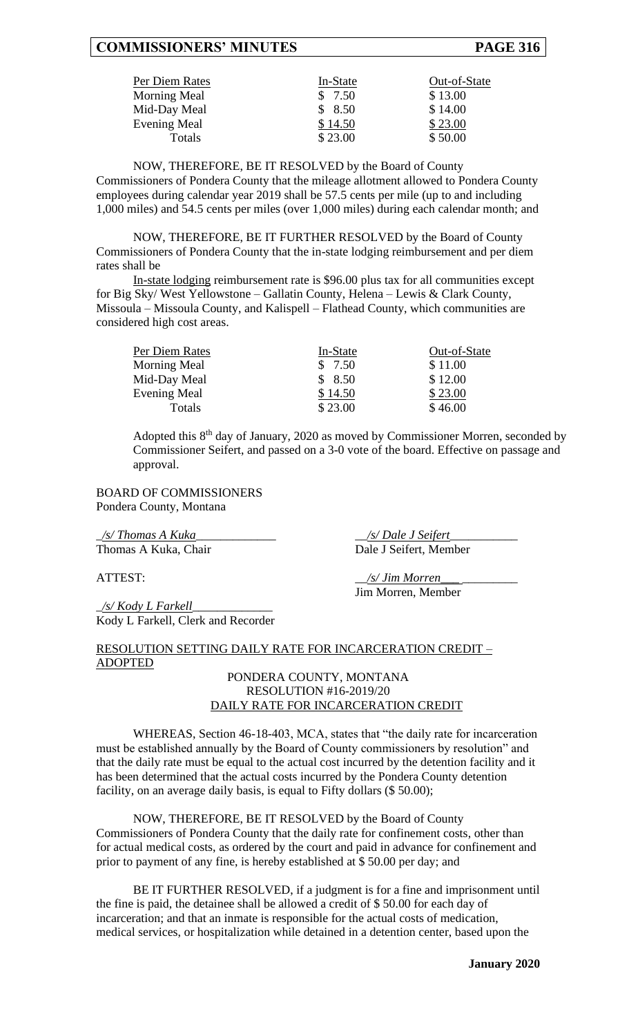| Per Diem Rates | In-State | Out-of-State |
|---|---|---|
| Morning Meal | $ 7.50 | $ 13.00 |
| Mid-Day Meal | $ 8.50 | $ 14.00 |
| Evening Meal | $ 14.50 | $ 23.00 |
| Totals | $ 23.00 | $ 50.00 |

NOW, THEREFORE, BE IT RESOLVED by the Board of County Commissioners of Pondera County that the mileage allotment allowed to Pondera County employees during calendar year 2019 shall be 57.5 cents per mile (up to and including 1,000 miles) and 54.5 cents per miles (over 1,000 miles) during each calendar month; and

NOW, THEREFORE, BE IT FURTHER RESOLVED by the Board of County Commissioners of Pondera County that the in-state lodging reimbursement and per diem rates shall be

In-state lodging reimbursement rate is $96.00 plus tax for all communities except for Big Sky/ West Yellowstone – Gallatin County, Helena – Lewis & Clark County, Missoula – Missoula County, and Kalispell – Flathead County, which communities are considered high cost areas.

| Per Diem Rates | In-State | Out-of-State |
|---|---|---|
| Morning Meal | $ 7.50 | $ 11.00 |
| Mid-Day Meal | $ 8.50 | $ 12.00 |
| Evening Meal | $ 14.50 | $ 23.00 |
| Totals | $ 23.00 | $ 46.00 |

Adopted this 8th day of January, 2020 as moved by Commissioner Morren, seconded by Commissioner Seifert, and passed on a 3-0 vote of the board. Effective on passage and approval.

BOARD OF COMMISSIONERS
Pondera County, Montana

*/s/ Thomas A Kuka*
Thomas A Kuka, Chair

*/s/ Dale J Seifert*
Dale J Seifert, Member

ATTEST:

*/s/ Jim Morren*
Jim Morren, Member

*/s/ Kody L Farkell*
Kody L Farkell, Clerk and Recorder

## RESOLUTION SETTING DAILY RATE FOR INCARCERATION CREDIT – ADOPTED

PONDERA COUNTY, MONTANA
RESOLUTION #16-2019/20
DAILY RATE FOR INCARCERATION CREDIT

WHEREAS, Section 46-18-403, MCA, states that "the daily rate for incarceration must be established annually by the Board of County commissioners by resolution" and that the daily rate must be equal to the actual cost incurred by the detention facility and it has been determined that the actual costs incurred by the Pondera County detention facility, on an average daily basis, is equal to Fifty dollars ($ 50.00);

NOW, THEREFORE, BE IT RESOLVED by the Board of County Commissioners of Pondera County that the daily rate for confinement costs, other than for actual medical costs, as ordered by the court and paid in advance for confinement and prior to payment of any fine, is hereby established at $ 50.00 per day; and

BE IT FURTHER RESOLVED, if a judgment is for a fine and imprisonment until the fine is paid, the detainee shall be allowed a credit of $ 50.00 for each day of incarceration; and that an inmate is responsible for the actual costs of medication, medical services, or hospitalization while detained in a detention center, based upon the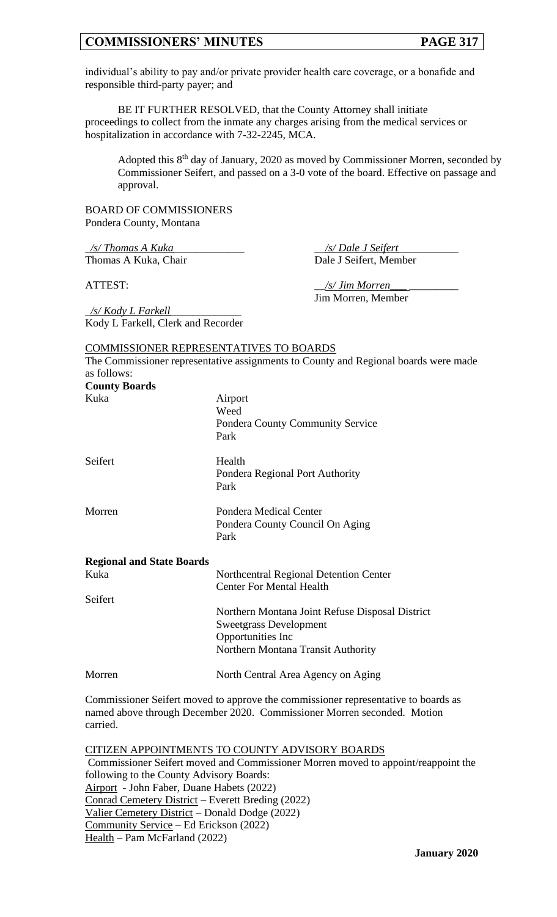individual's ability to pay and/or private provider health care coverage, or a bonafide and responsible third-party payer; and

BE IT FURTHER RESOLVED, that the County Attorney shall initiate proceedings to collect from the inmate any charges arising from the medical services or hospitalization in accordance with 7-32-2245, MCA.

Adopted this 8th day of January, 2020 as moved by Commissioner Morren, seconded by Commissioner Seifert, and passed on a 3-0 vote of the board. Effective on passage and approval.

BOARD OF COMMISSIONERS
Pondera County, Montana

_/s/ Thomas A Kuka_
Thomas A Kuka, Chair

_/s/ Dale J Seifert_
Dale J Seifert, Member

ATTEST:

_/s/ Jim Morren_
Jim Morren, Member

_/s/ Kody L Farkell_
Kody L Farkell, Clerk and Recorder

COMMISSIONER REPRESENTATIVES TO BOARDS

The Commissioner representative assignments to County and Regional boards were made as follows:

**County Boards**

| | |
|---|---|
| Kuka | Airport<br>Weed<br>Pondera County Community Service<br>Park |
| Seifert | Health<br>Pondera Regional Port Authority<br>Park |
| Morren | Pondera Medical Center<br>Pondera County Council On Aging<br>Park |

**Regional and State Boards**

| | |
|---|---|
| Kuka | Northcentral Regional Detention Center<br>Center For Mental Health |
| Seifert | Northern Montana Joint Refuse Disposal District<br>Sweetgrass Development<br>Opportunities Inc<br>Northern Montana Transit Authority |
| Morren | North Central Area Agency on Aging |

Commissioner Seifert moved to approve the commissioner representative to boards as named above through December 2020. Commissioner Morren seconded. Motion carried.

CITIZEN APPOINTMENTS TO COUNTY ADVISORY BOARDS

Commissioner Seifert moved and Commissioner Morren moved to appoint/reappoint the following to the County Advisory Boards:
Airport - John Faber, Duane Habets (2022)
Conrad Cemetery District – Everett Breding (2022)
Valier Cemetery District – Donald Dodge (2022)
Community Service – Ed Erickson (2022)
Health – Pam McFarland (2022)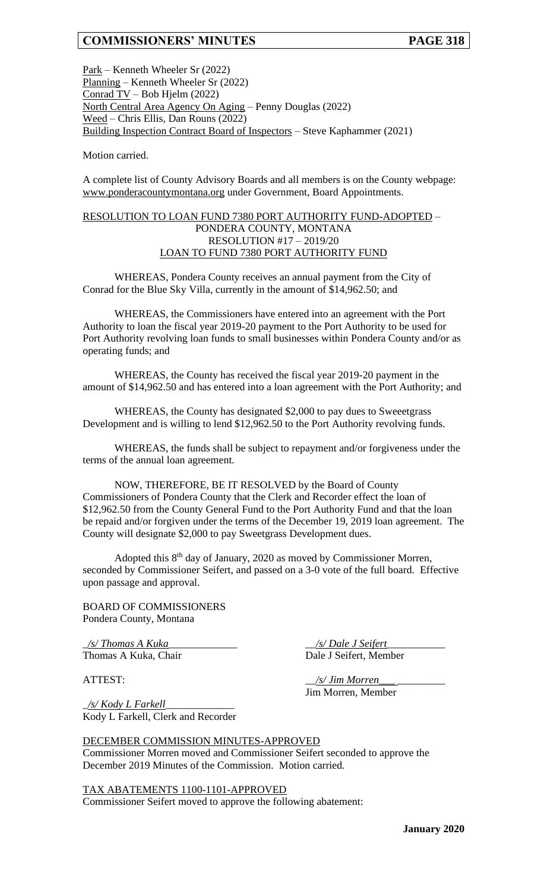<u>Park</u> – Kenneth Wheeler Sr (2022)
<u>Planning</u> – Kenneth Wheeler Sr (2022)
<u>Conrad TV</u> – Bob Hjelm (2022)
<u>North Central Area Agency On Aging</u> – Penny Douglas (2022)
<u>Weed</u> – Chris Ellis, Dan Rouns (2022)
<u>Building Inspection Contract Board of Inspectors</u> – Steve Kaphammer (2021)

Motion carried.

A complete list of County Advisory Boards and all members is on the County webpage: www.ponderacountymontana.org under Government, Board Appointments.

<u>RESOLUTION TO LOAN FUND 7380 PORT AUTHORITY FUND-ADOPTED</u> –
PONDERA COUNTY, MONTANA
RESOLUTION #17 – 2019/20
<u>LOAN TO FUND 7380 PORT AUTHORITY FUND</u>

WHEREAS, Pondera County receives an annual payment from the City of Conrad for the Blue Sky Villa, currently in the amount of $14,962.50; and

WHEREAS, the Commissioners have entered into an agreement with the Port Authority to loan the fiscal year 2019-20 payment to the Port Authority to be used for Port Authority revolving loan funds to small businesses within Pondera County and/or as operating funds; and

WHEREAS, the County has received the fiscal year 2019-20 payment in the amount of $14,962.50 and has entered into a loan agreement with the Port Authority; and

WHEREAS, the County has designated $2,000 to pay dues to Sweeetgrass Development and is willing to lend $12,962.50 to the Port Authority revolving funds.

WHEREAS, the funds shall be subject to repayment and/or forgiveness under the terms of the annual loan agreement.

NOW, THEREFORE, BE IT RESOLVED by the Board of County Commissioners of Pondera County that the Clerk and Recorder effect the loan of $12,962.50 from the County General Fund to the Port Authority Fund and that the loan be repaid and/or forgiven under the terms of the December 19, 2019 loan agreement. The County will designate $2,000 to pay Sweetgrass Development dues.

Adopted this 8th day of January, 2020 as moved by Commissioner Morren, seconded by Commissioner Seifert, and passed on a 3-0 vote of the full board. Effective upon passage and approval.

BOARD OF COMMISSIONERS
Pondera County, Montana

*/s/ Thomas A Kuka*
Thomas A Kuka, Chair

*/s/ Dale J Seifert*
Dale J Seifert, Member

ATTEST:

*/s/ Jim Morren*
Jim Morren, Member

*/s/ Kody L Farkell*
Kody L Farkell, Clerk and Recorder

<u>DECEMBER COMMISSION MINUTES-APPROVED</u>
Commissioner Morren moved and Commissioner Seifert seconded to approve the December 2019 Minutes of the Commission. Motion carried.

<u>TAX ABATEMENTS 1100-1101-APPROVED</u>
Commissioner Seifert moved to approve the following abatement: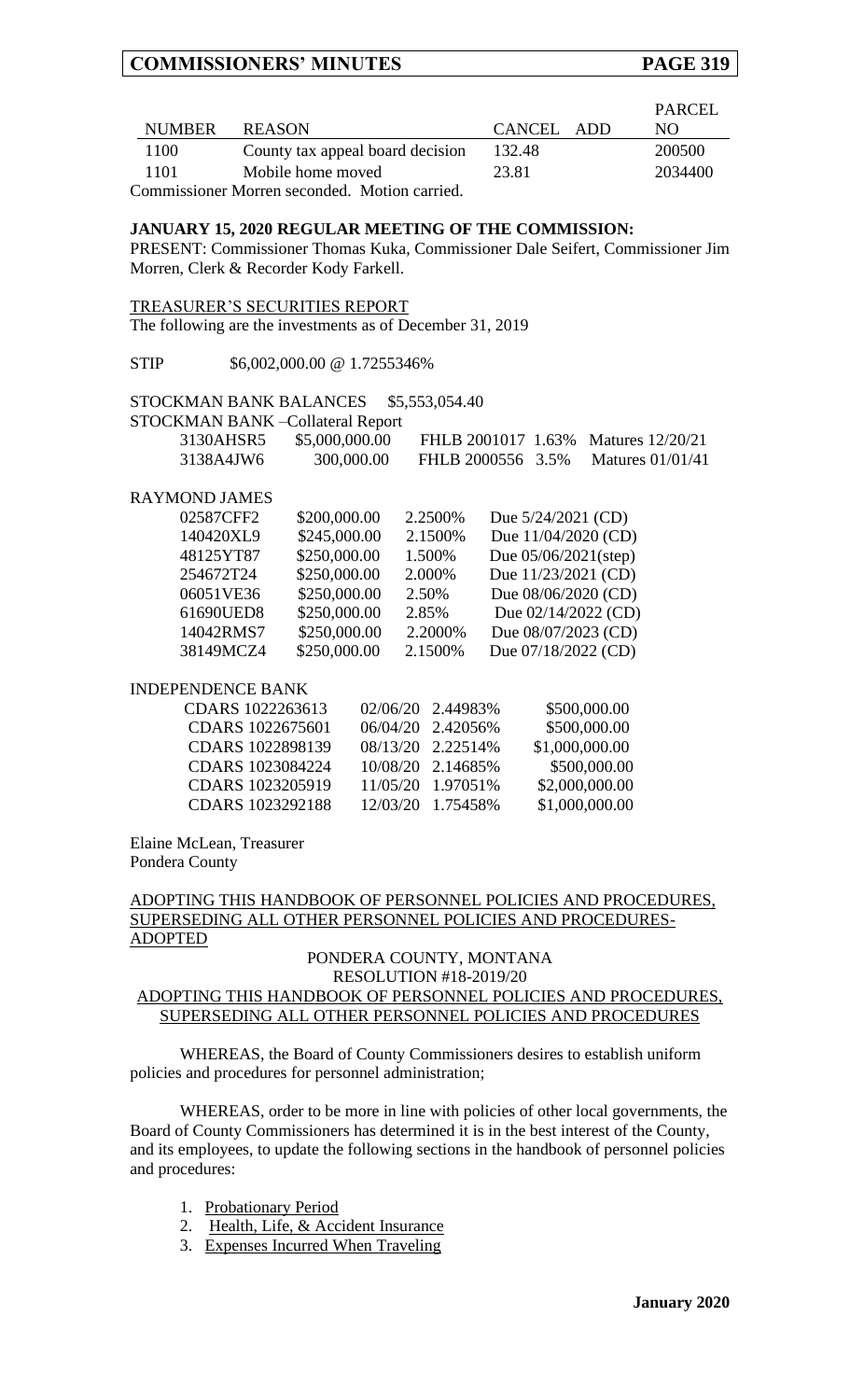| NUMBER | REASON | CANCEL | ADD | PARCEL NO |
|---|---|---|---|---|
| 1100 | County tax appeal board decision | 132.48 | | 200500 |
| 1101 | Mobile home moved | 23.81 | | 2034400 |

Commissioner Morren seconded. Motion carried.

**JANUARY 15, 2020 REGULAR MEETING OF THE COMMISSION:**

PRESENT: Commissioner Thomas Kuka, Commissioner Dale Seifert, Commissioner Jim Morren, Clerk & Recorder Kody Farkell.

TREASURER'S SECURITIES REPORT

The following are the investments as of December 31, 2019

STIP $6,002,000.00 @ 1.7255346%

STOCKMAN BANK BALANCES $5,553,054.40

STOCKMAN BANK –Collateral Report

| | | | |
|---|---|---|---|
| 3130AHSR5 | $5,000,000.00 | FHLB 2001017 1.63% | Matures 12/20/21 |
| 3138A4JW6 | 300,000.00 | FHLB 2000556 3.5% | Matures 01/01/41 |

RAYMOND JAMES

| | | | |
|---|---|---|---|
| 02587CFF2 | $200,000.00 | 2.2500% | Due 5/24/2021 (CD) |
| 140420XL9 | $245,000.00 | 2.1500% | Due 11/04/2020 (CD) |
| 48125YT87 | $250,000.00 | 1.500% | Due 05/06/2021(step) |
| 254672T24 | $250,000.00 | 2.000% | Due 11/23/2021 (CD) |
| 06051VE36 | $250,000.00 | 2.50% | Due 08/06/2020 (CD) |
| 61690UED8 | $250,000.00 | 2.85% | Due 02/14/2022 (CD) |
| 14042RMS7 | $250,000.00 | 2.2000% | Due 08/07/2023 (CD) |
| 38149MCZ4 | $250,000.00 | 2.1500% | Due 07/18/2022 (CD) |

INDEPENDENCE BANK

| | | | |
|---|---|---|---|
| CDARS 1022263613 | 02/06/20 | 2.44983% | $500,000.00 |
| CDARS 1022675601 | 06/04/20 | 2.42056% | $500,000.00 |
| CDARS 1022898139 | 08/13/20 | 2.22514% | $1,000,000.00 |
| CDARS 1023084224 | 10/08/20 | 2.14685% | $500,000.00 |
| CDARS 1023205919 | 11/05/20 | 1.97051% | $2,000,000.00 |
| CDARS 1023292188 | 12/03/20 | 1.75458% | $1,000,000.00 |

Elaine McLean, Treasurer
Pondera County

ADOPTING THIS HANDBOOK OF PERSONNEL POLICIES AND PROCEDURES, SUPERSEDING ALL OTHER PERSONNEL POLICIES AND PROCEDURES-ADOPTED

PONDERA COUNTY, MONTANA
RESOLUTION #18-2019/20
ADOPTING THIS HANDBOOK OF PERSONNEL POLICIES AND PROCEDURES, SUPERSEDING ALL OTHER PERSONNEL POLICIES AND PROCEDURES

WHEREAS, the Board of County Commissioners desires to establish uniform policies and procedures for personnel administration;

WHEREAS, order to be more in line with policies of other local governments, the Board of County Commissioners has determined it is in the best interest of the County, and its employees, to update the following sections in the handbook of personnel policies and procedures:

1. Probationary Period
2. Health, Life, & Accident Insurance
3. Expenses Incurred When Traveling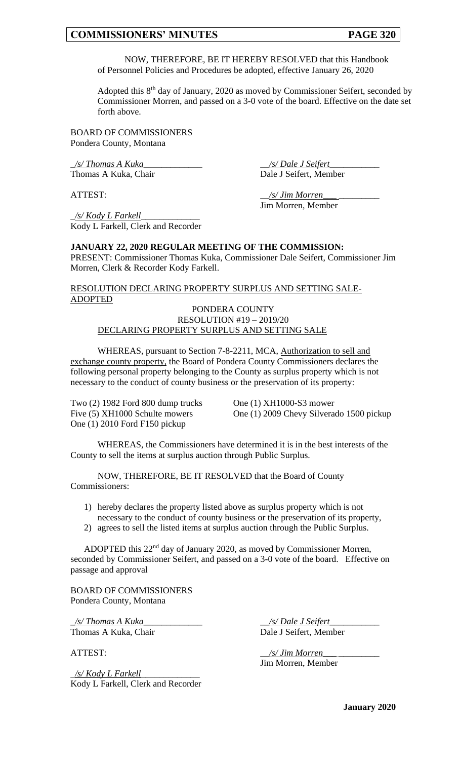NOW, THEREFORE, BE IT HEREBY RESOLVED that this Handbook of Personnel Policies and Procedures be adopted, effective January 26, 2020

Adopted this 8th day of January, 2020 as moved by Commissioner Seifert, seconded by Commissioner Morren, and passed on a 3-0 vote of the board. Effective on the date set forth above.

BOARD OF COMMISSIONERS
Pondera County, Montana

*/s/ Thomas A Kuka*
Thomas A Kuka, Chair

*/s/ Dale J Seifert*
Dale J Seifert, Member

ATTEST:

*/s/ Jim Morren*
Jim Morren, Member

*/s/ Kody L Farkell*
Kody L Farkell, Clerk and Recorder

**JANUARY 22, 2020 REGULAR MEETING OF THE COMMISSION:**
PRESENT: Commissioner Thomas Kuka, Commissioner Dale Seifert, Commissioner Jim Morren, Clerk & Recorder Kody Farkell.

RESOLUTION DECLARING PROPERTY SURPLUS AND SETTING SALE-ADOPTED

PONDERA COUNTY
RESOLUTION #19 – 2019/20
DECLARING PROPERTY SURPLUS AND SETTING SALE

WHEREAS, pursuant to Section 7-8-2211, MCA, Authorization to sell and exchange county property, the Board of Pondera County Commissioners declares the following personal property belonging to the County as surplus property which is not necessary to the conduct of county business or the preservation of its property:

Two (2) 1982 Ford 800 dump trucks
Five (5) XH1000 Schulte mowers
One (1) 2010 Ford F150 pickup
One (1) XH1000-S3 mower
One (1) 2009 Chevy Silverado 1500 pickup

WHEREAS, the Commissioners have determined it is in the best interests of the County to sell the items at surplus auction through Public Surplus.

NOW, THEREFORE, BE IT RESOLVED that the Board of County Commissioners:

1) hereby declares the property listed above as surplus property which is not necessary to the conduct of county business or the preservation of its property,
2) agrees to sell the listed items at surplus auction through the Public Surplus.

ADOPTED this 22nd day of January 2020, as moved by Commissioner Morren, seconded by Commissioner Seifert, and passed on a 3-0 vote of the board. Effective on passage and approval

BOARD OF COMMISSIONERS
Pondera County, Montana

*/s/ Thomas A Kuka*
Thomas A Kuka, Chair

*/s/ Dale J Seifert*
Dale J Seifert, Member

ATTEST:

*/s/ Jim Morren*
Jim Morren, Member

*/s/ Kody L Farkell*
Kody L Farkell, Clerk and Recorder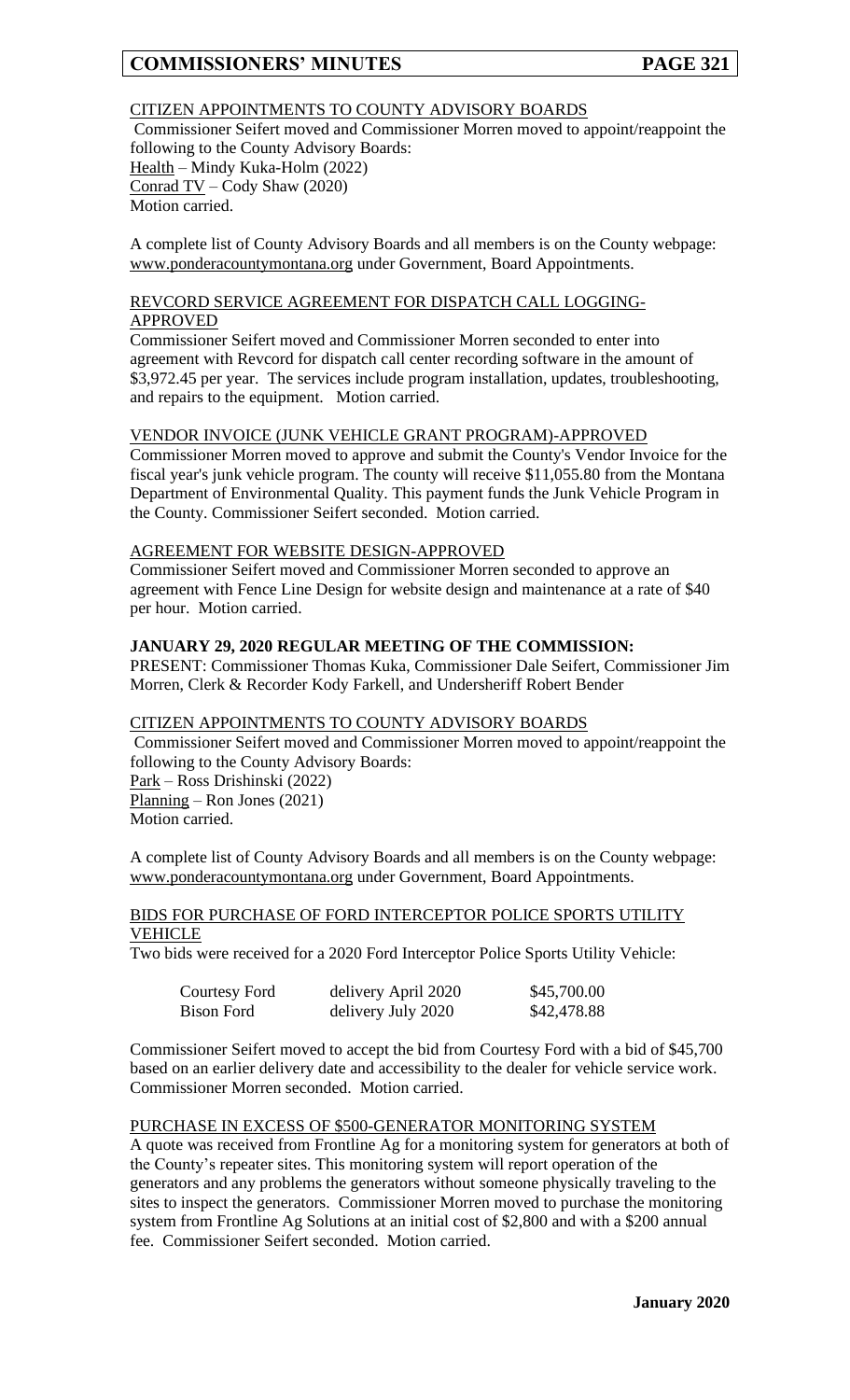CITIZEN APPOINTMENTS TO COUNTY ADVISORY BOARDS

Commissioner Seifert moved and Commissioner Morren moved to appoint/reappoint the following to the County Advisory Boards:
Health – Mindy Kuka-Holm (2022)
Conrad TV – Cody Shaw (2020)
Motion carried.

A complete list of County Advisory Boards and all members is on the County webpage: www.ponderacountymontana.org under Government, Board Appointments.

REVCORD SERVICE AGREEMENT FOR DISPATCH CALL LOGGING-APPROVED

Commissioner Seifert moved and Commissioner Morren seconded to enter into agreement with Revcord for dispatch call center recording software in the amount of $3,972.45 per year. The services include program installation, updates, troubleshooting, and repairs to the equipment. Motion carried.

VENDOR INVOICE (JUNK VEHICLE GRANT PROGRAM)-APPROVED

Commissioner Morren moved to approve and submit the County's Vendor Invoice for the fiscal year's junk vehicle program. The county will receive $11,055.80 from the Montana Department of Environmental Quality. This payment funds the Junk Vehicle Program in the County. Commissioner Seifert seconded. Motion carried.

AGREEMENT FOR WEBSITE DESIGN-APPROVED

Commissioner Seifert moved and Commissioner Morren seconded to approve an agreement with Fence Line Design for website design and maintenance at a rate of $40 per hour. Motion carried.

**JANUARY 29, 2020 REGULAR MEETING OF THE COMMISSION:**

PRESENT: Commissioner Thomas Kuka, Commissioner Dale Seifert, Commissioner Jim Morren, Clerk & Recorder Kody Farkell, and Undersheriff Robert Bender

CITIZEN APPOINTMENTS TO COUNTY ADVISORY BOARDS

Commissioner Seifert moved and Commissioner Morren moved to appoint/reappoint the following to the County Advisory Boards:
Park – Ross Drishinski (2022)
Planning – Ron Jones (2021)
Motion carried.

A complete list of County Advisory Boards and all members is on the County webpage: www.ponderacountymontana.org under Government, Board Appointments.

BIDS FOR PURCHASE OF FORD INTERCEPTOR POLICE SPORTS UTILITY VEHICLE

Two bids were received for a 2020 Ford Interceptor Police Sports Utility Vehicle:

| | | |
|---|---|---|
| Courtesy Ford | delivery April 2020 | $45,700.00 |
| Bison Ford | delivery July 2020 | $42,478.88 |

Commissioner Seifert moved to accept the bid from Courtesy Ford with a bid of $45,700 based on an earlier delivery date and accessibility to the dealer for vehicle service work. Commissioner Morren seconded. Motion carried.

PURCHASE IN EXCESS OF $500-GENERATOR MONITORING SYSTEM

A quote was received from Frontline Ag for a monitoring system for generators at both of the County's repeater sites. This monitoring system will report operation of the generators and any problems the generators without someone physically traveling to the sites to inspect the generators. Commissioner Morren moved to purchase the monitoring system from Frontline Ag Solutions at an initial cost of $2,800 and with a $200 annual fee. Commissioner Seifert seconded. Motion carried.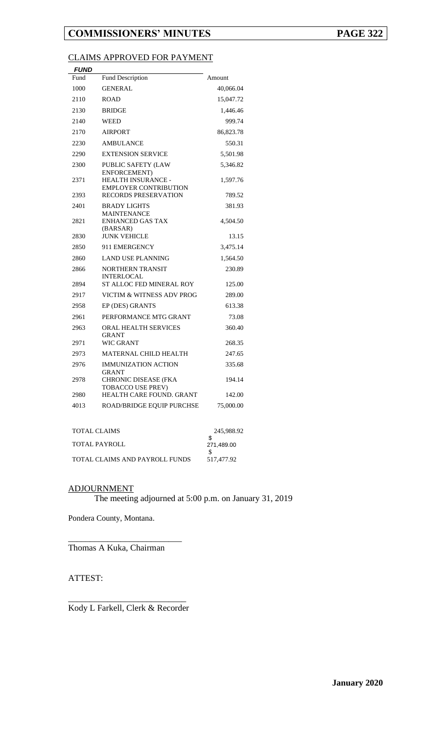## CLAIMS APPROVED FOR PAYMENT

| *FUND* | | |
|---|---|---|
| Fund | Fund Description | Amount |
| 1000 | GENERAL | 40,066.04 |
| 2110 | ROAD | 15,047.72 |
| 2130 | BRIDGE | 1,446.46 |
| 2140 | WEED | 999.74 |
| 2170 | AIRPORT | 86,823.78 |
| 2230 | AMBULANCE | 550.31 |
| 2290 | EXTENSION SERVICE | 5,501.98 |
| 2300 | PUBLIC SAFETY (LAW ENFORCEMENT) | 5,346.82 |
| 2371 | HEALTH INSURANCE - EMPLOYER CONTRIBUTION | 1,597.76 |
| 2393 | RECORDS PRESERVATION | 789.52 |
| 2401 | BRADY LIGHTS MAINTENANCE | 381.93 |
| 2821 | ENHANCED GAS TAX (BARSAR) | 4,504.50 |
| 2830 | JUNK VEHICLE | 13.15 |
| 2850 | 911 EMERGENCY | 3,475.14 |
| 2860 | LAND USE PLANNING | 1,564.50 |
| 2866 | NORTHERN TRANSIT INTERLOCAL | 230.89 |
| 2894 | ST ALLOC FED MINERAL ROY | 125.00 |
| 2917 | VICTIM & WITNESS ADV PROG | 289.00 |
| 2958 | EP (DES) GRANTS | 613.38 |
| 2961 | PERFORMANCE MTG GRANT | 73.08 |
| 2963 | ORAL HEALTH SERVICES GRANT | 360.40 |
| 2971 | WIC GRANT | 268.35 |
| 2973 | MATERNAL CHILD HEALTH | 247.65 |
| 2976 | IMMUNIZATION ACTION GRANT | 335.68 |
| 2978 | CHRONIC DISEASE (FKA TOBACCO USE PREV) | 194.14 |
| 2980 | HEALTH CARE FOUND. GRANT | 142.00 |
| 4013 | ROAD/BRIDGE EQUIP PURCHSE | 75,000.00 |

| | |
|---|---|
| TOTAL CLAIMS | 245,988.92 |
| TOTAL PAYROLL | $ 271,489.00 |
| TOTAL CLAIMS AND PAYROLL FUNDS | $ 517,477.92 |

## ADJOURNMENT

The meeting adjourned at 5:00 p.m. on January 31, 2019

Pondera County, Montana.

\_\_\_\_\_\_\_\_\_\_\_\_\_\_\_\_\_\_\_\_\_\_\_\_\_\_

Thomas A Kuka, Chairman

ATTEST:

\_\_\_\_\_\_\_\_\_\_\_\_\_\_\_\_\_\_\_\_\_\_\_\_\_\_\_\_

Kody L Farkell, Clerk & Recorder